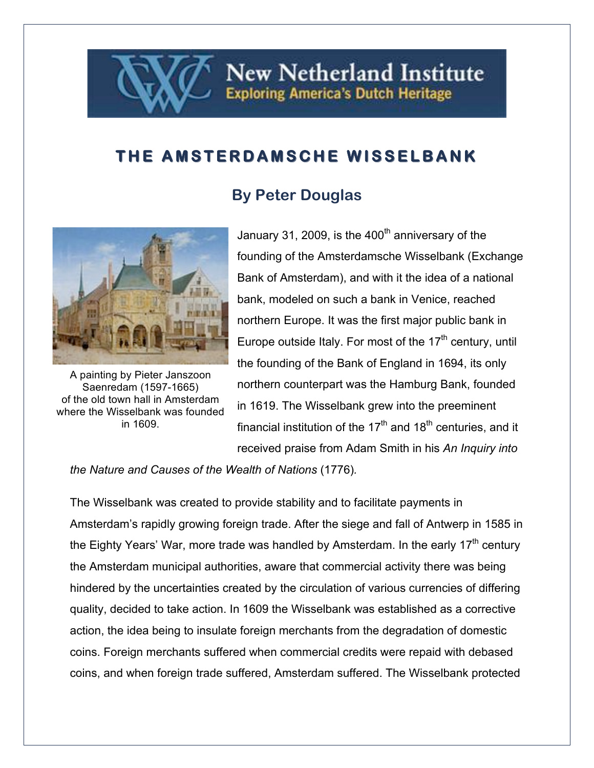New Netherland Institute
Exploring America's Dutch Heritage

# THE AMSTERDAMSCHE WISSELBANK

## By Peter Douglas

A painting by Pieter Janszoon Saenredam (1597-1665) of the old town hall in Amsterdam where the Wisselbank was founded in 1609.

January 31, 2009, is the 400th anniversary of the founding of the Amsterdamsche Wisselbank (Exchange Bank of Amsterdam), and with it the idea of a national bank, modeled on such a bank in Venice, reached northern Europe. It was the first major public bank in Europe outside Italy. For most of the 17th century, until the founding of the Bank of England in 1694, its only northern counterpart was the Hamburg Bank, founded in 1619. The Wisselbank grew into the preeminent financial institution of the 17th and 18th centuries, and it received praise from Adam Smith in his *An Inquiry into the Nature and Causes of the Wealth of Nations* (1776).

The Wisselbank was created to provide stability and to facilitate payments in Amsterdam's rapidly growing foreign trade. After the siege and fall of Antwerp in 1585 in the Eighty Years' War, more trade was handled by Amsterdam. In the early 17th century the Amsterdam municipal authorities, aware that commercial activity there was being hindered by the uncertainties created by the circulation of various currencies of differing quality, decided to take action. In 1609 the Wisselbank was established as a corrective action, the idea being to insulate foreign merchants from the degradation of domestic coins. Foreign merchants suffered when commercial credits were repaid with debased coins, and when foreign trade suffered, Amsterdam suffered. The Wisselbank protected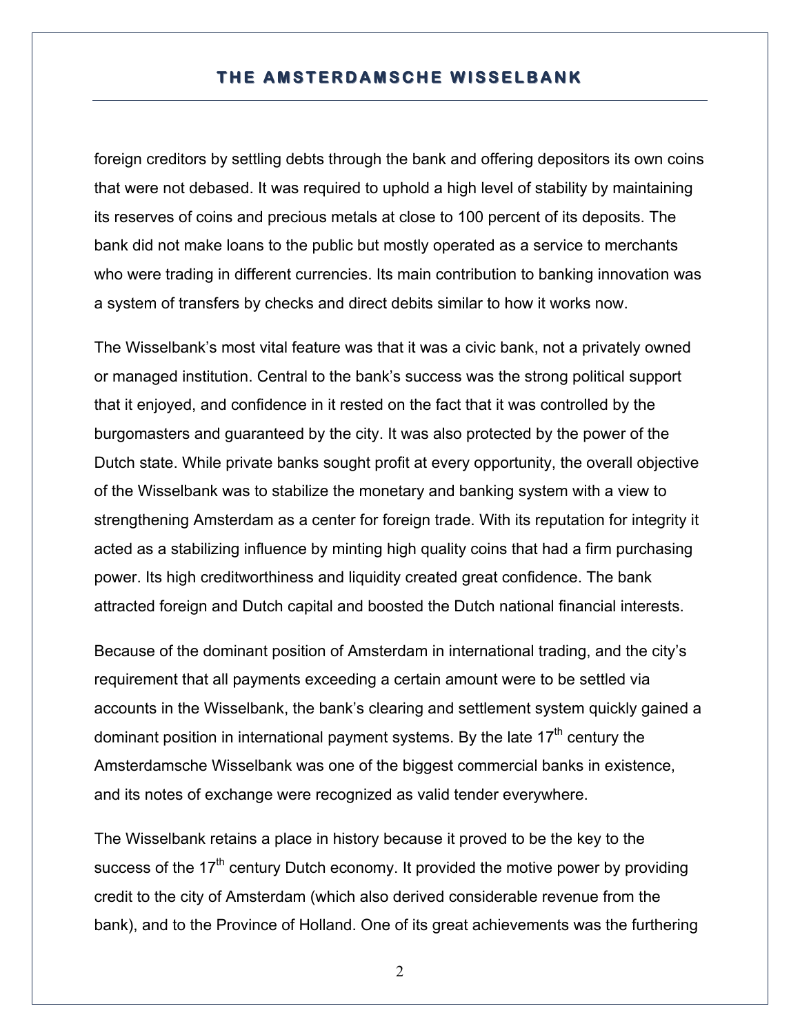foreign creditors by settling debts through the bank and offering depositors its own coins that were not debased. It was required to uphold a high level of stability by maintaining its reserves of coins and precious metals at close to 100 percent of its deposits. The bank did not make loans to the public but mostly operated as a service to merchants who were trading in different currencies. Its main contribution to banking innovation was a system of transfers by checks and direct debits similar to how it works now.

The Wisselbank's most vital feature was that it was a civic bank, not a privately owned or managed institution. Central to the bank's success was the strong political support that it enjoyed, and confidence in it rested on the fact that it was controlled by the burgomasters and guaranteed by the city. It was also protected by the power of the Dutch state. While private banks sought profit at every opportunity, the overall objective of the Wisselbank was to stabilize the monetary and banking system with a view to strengthening Amsterdam as a center for foreign trade. With its reputation for integrity it acted as a stabilizing influence by minting high quality coins that had a firm purchasing power. Its high creditworthiness and liquidity created great confidence. The bank attracted foreign and Dutch capital and boosted the Dutch national financial interests.

Because of the dominant position of Amsterdam in international trading, and the city's requirement that all payments exceeding a certain amount were to be settled via accounts in the Wisselbank, the bank's clearing and settlement system quickly gained a dominant position in international payment systems. By the late 17th century the Amsterdamsche Wisselbank was one of the biggest commercial banks in existence, and its notes of exchange were recognized as valid tender everywhere.

The Wisselbank retains a place in history because it proved to be the key to the success of the 17th century Dutch economy. It provided the motive power by providing credit to the city of Amsterdam (which also derived considerable revenue from the bank), and to the Province of Holland. One of its great achievements was the furthering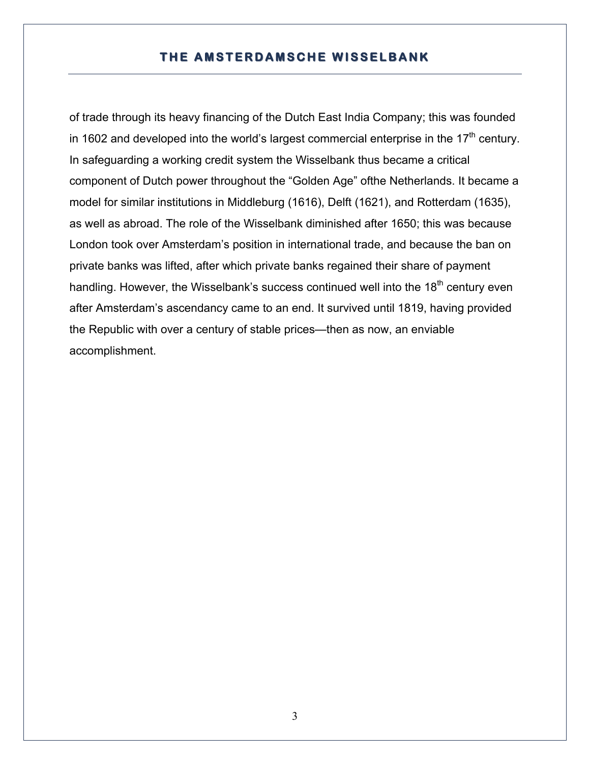of trade through its heavy financing of the Dutch East India Company; this was founded in 1602 and developed into the world's largest commercial enterprise in the 17th century. In safeguarding a working credit system the Wisselbank thus became a critical component of Dutch power throughout the "Golden Age" ofthe Netherlands. It became a model for similar institutions in Middleburg (1616), Delft (1621), and Rotterdam (1635), as well as abroad. The role of the Wisselbank diminished after 1650; this was because London took over Amsterdam's position in international trade, and because the ban on private banks was lifted, after which private banks regained their share of payment handling. However, the Wisselbank's success continued well into the 18th century even after Amsterdam's ascendancy came to an end. It survived until 1819, having provided the Republic with over a century of stable prices—then as now, an enviable accomplishment.